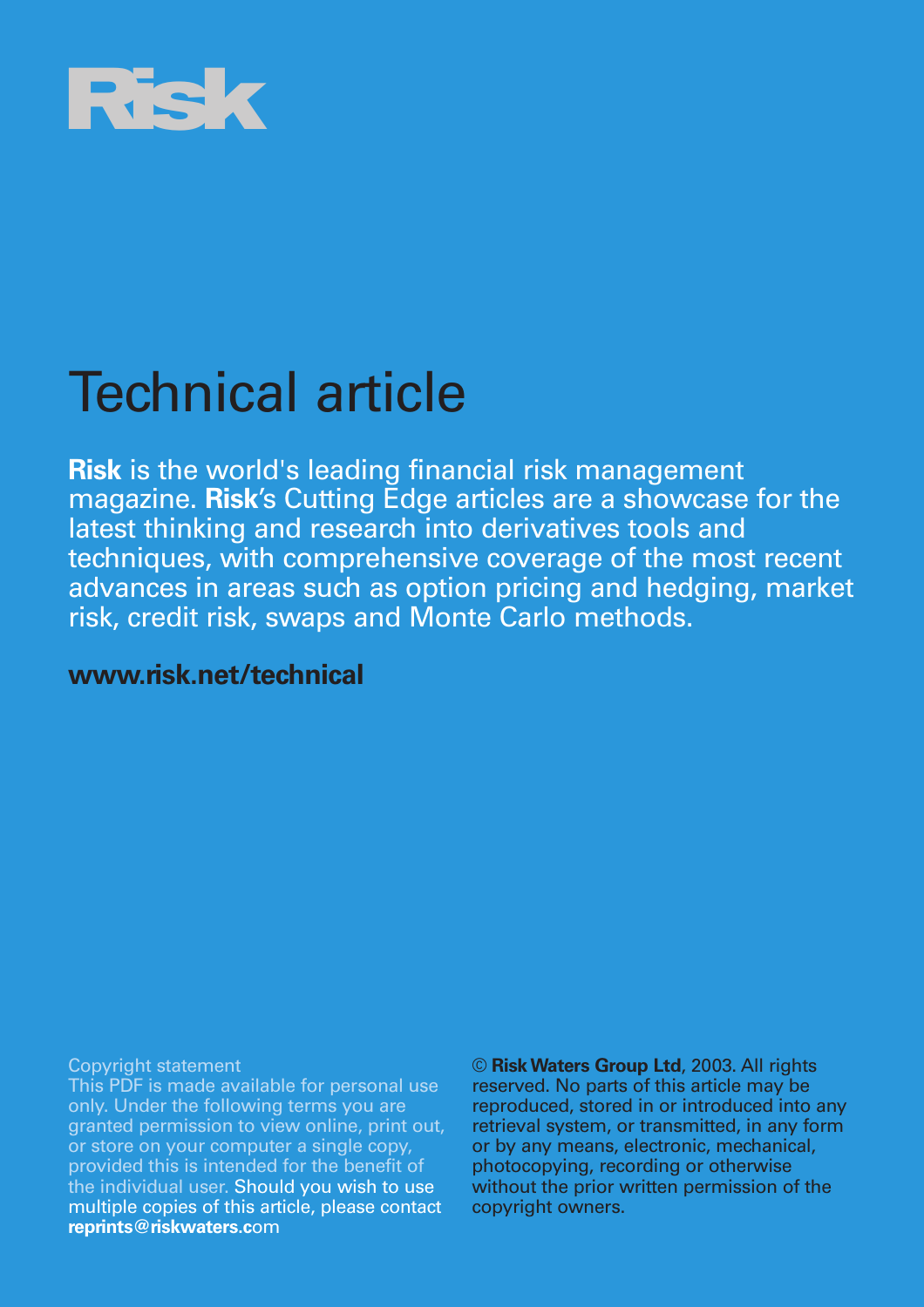# Risk

# Technical article

**Risk** is the world's leading financial risk management magazine. **Risk**'s Cutting Edge articles are a showcase for the latest thinking and research into derivatives tools and techniques, with comprehensive coverage of the most recent advances in areas such as option pricing and hedging, market risk, credit risk, swaps and Monte Carlo methods.

**www.risk.net/technical**

Copyright statement

This PDF is made available for personal use only. Under the following terms you are granted permission to view online, print out, or store on your computer a single copy, provided this is intended for the benefit of the individual user. Should you wish to use multiple copies of this article, please contact **reprints@riskwaters.c**om

© **Risk Waters Group Ltd**, 2003. All rights reserved. No parts of this article may be reproduced, stored in or introduced into any retrieval system, or transmitted, in any form or by any means, electronic, mechanical, photocopying, recording or otherwise without the prior written permission of the copyright owners.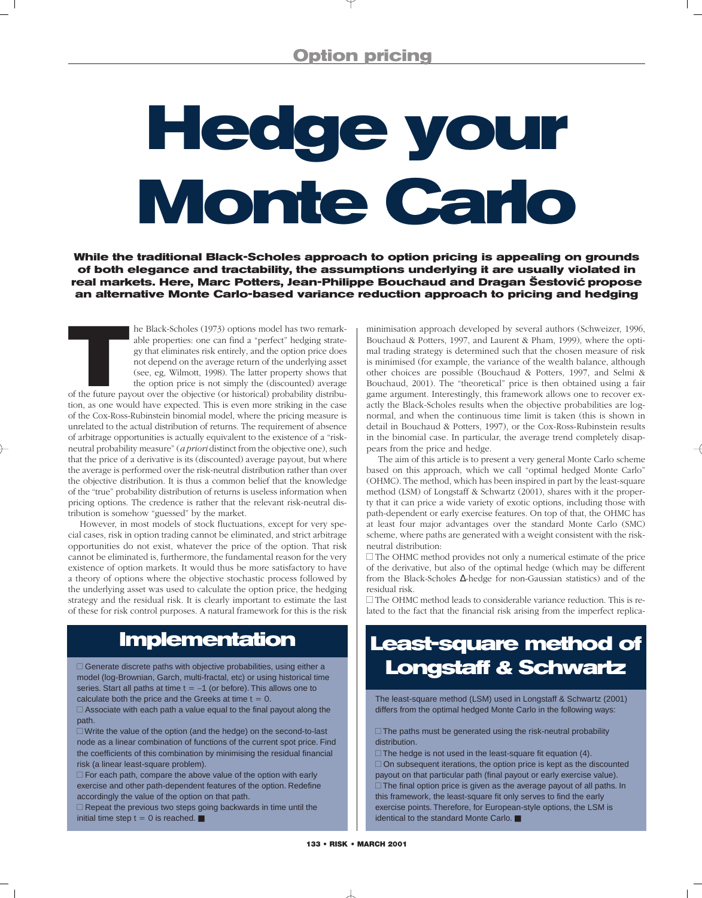# Hedge your Monte Carlo

**While the traditional Black-Scholes approach to option pricing is appealing on grounds of both elegance and tractability, the assumptions underlying it are usually violated in real markets. Here, Marc Potters, Jean-Philippe Bouchaud and Dragan Šestović propose an alternative Monte Carlo-based variance reduction approach to pricing and hedging**

The Black-Scholes (1973) options model has two remarkable properties: one can find a "perfect" hedging strategy that eliminates risk entirely, and the option price does not depend on the average return of the underlying asset (see, eg, Wilmott, 1998). The latter property shows that the option price is not simply the (discounted) average of the future payout over the objective (or historical) probability distribution, as one would have expected. This is even more striking in the case of the Cox-Ross-Rubinstein binomial model, where the pricing measure is unrelated to the actual distribution of returns. The requirement of absence of arbitrage opportunities is actually equivalent to the existence of a "risk-neutral probability measure" (*a priori* distinct from the objective one), such that the price of a derivative is its (discounted) average payout, but where the average is performed over the risk-neutral distribution rather than over the objective distribution. It is thus a common belief that the knowledge of the "true" probability distribution of returns is useless information when pricing options. The credence is rather that the relevant risk-neutral distribution is somehow "guessed" by the market.

However, in most models of stock fluctuations, except for very special cases, risk in option trading cannot be eliminated, and strict arbitrage opportunities do not exist, whatever the price of the option. That risk cannot be eliminated is, furthermore, the fundamental reason for the very existence of option markets. It would thus be more satisfactory to have a theory of options where the objective stochastic process followed by the underlying asset was used to calculate the option price, the hedging strategy and the residual risk. It is clearly important to estimate the last of these for risk control purposes. A natural framework for this is the risk minimisation approach developed by several authors (Schweizer, 1996, Bouchaud & Potters, 1997, and Laurent & Pham, 1999), where the optimal trading strategy is determined such that the chosen measure of risk is minimised (for example, the variance of the wealth balance, although other choices are possible (Bouchaud & Potters, 1997, and Selmi & Bouchaud, 2001). The "theoretical" price is then obtained using a fair game argument. Interestingly, this framework allows one to recover exactly the Black-Scholes results when the objective probabilities are log-normal, and when the continuous time limit is taken (this is shown in detail in Bouchaud & Potters, 1997), or the Cox-Ross-Rubinstein results in the binomial case. In particular, the average trend completely disappears from the price and hedge.

The aim of this article is to present a very general Monte Carlo scheme based on this approach, which we call "optimal hedged Monte Carlo" (OHMC). The method, which has been inspired in part by the least-square method (LSM) of Longstaff & Schwartz (2001), shares with it the property that it can price a wide variety of exotic options, including those with path-dependent or early exercise features. On top of that, the OHMC has at least four major advantages over the standard Monte Carlo (SMC) scheme, where paths are generated with a weight consistent with the risk-neutral distribution:

- The OHMC method provides not only a numerical estimate of the price of the derivative, but also of the optimal hedge (which may be different from the Black-Scholes $\Delta$-hedge for non-Gaussian statistics) and of the residual risk.
- The OHMC method leads to considerable variance reduction. This is related to the fact that the financial risk arising from the imperfect replica-

## Implementation

- Generate discrete paths with objective probabilities, using either a model (log-Brownian, Garch, multi-fractal, etc) or using historical time series. Start all paths at time $t = -1$ (or before). This allows one to calculate both the price and the Greeks at time $t = 0$.
- Associate with each path a value equal to the final payout along the path.
- Write the value of the option (and the hedge) on the second-to-last node as a linear combination of functions of the current spot price. Find the coefficients of this combination by minimising the residual financial risk (a linear least-square problem).
- For each path, compare the above value of the option with early exercise and other path-dependent features of the option. Redefine accordingly the value of the option on that path.
- Repeat the previous two steps going backwards in time until the initial time step $t = 0$ is reached. ■

## Least-square method of Longstaff & Schwartz

The least-square method (LSM) used in Longstaff & Schwartz (2001) differs from the optimal hedged Monte Carlo in the following ways:

- The paths must be generated using the risk-neutral probability distribution.
- The hedge is not used in the least-square fit equation (4).
- On subsequent iterations, the option price is kept as the discounted payout on that particular path (final payout or early exercise value).
- The final option price is given as the average payout of all paths. In this framework, the least-square fit only serves to find the early exercise points. Therefore, for European-style options, the LSM is identical to the standard Monte Carlo. ■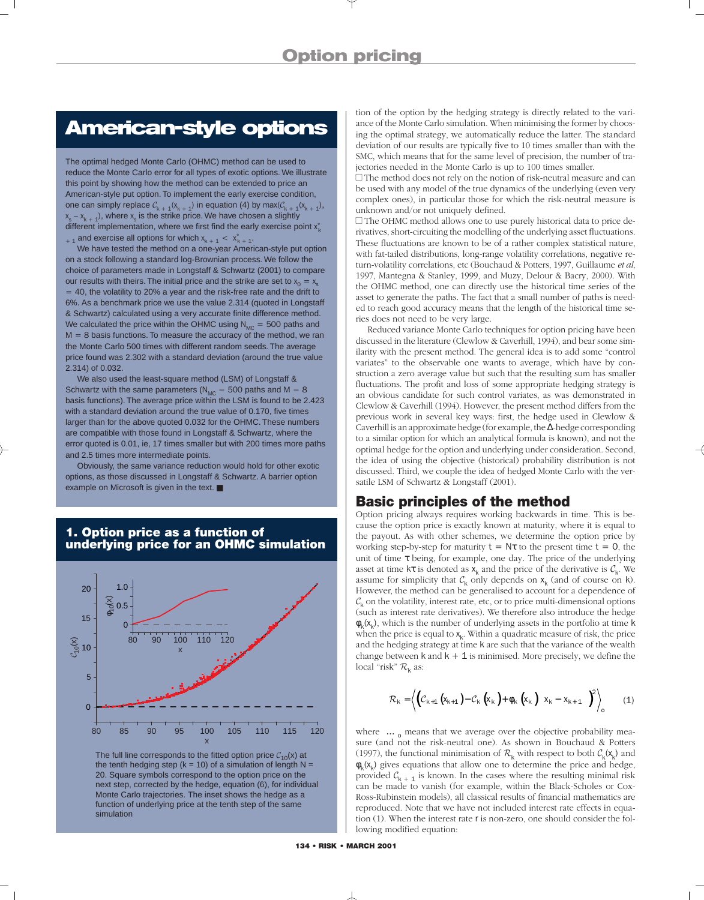## American-style options

The optimal hedged Monte Carlo (OHMC) method can be used to reduce the Monte Carlo error for all types of exotic options. We illustrate this point by showing how the method can be extended to price an American-style put option. To implement the early exercise condition, one can simply replace $\mathcal{C}_{k+1}(x_{k+1})$ in equation (4) by $\max(\mathcal{C}_{k+1}(x_{k+1}), x_s - x_{k+1})$, where $x_s$ is the strike price. We have chosen a slightly different implementation, where we first find the early exercise point $x^*_{k+1}$ and exercise all options for which $x_{k+1} < x^*_{k+1}$.

We have tested the method on a one-year American-style put option on a stock following a standard log-Brownian process. We follow the choice of parameters made in Longstaff & Schwartz (2001) to compare our results with theirs. The initial price and the strike are set to $x_0 = x_s = 40$, the volatility to 20% a year and the risk-free rate and the drift to 6%. As a benchmark price we use the value 2.314 (quoted in Longstaff & Schwartz) calculated using a very accurate finite difference method. We calculated the price within the OHMC using $N_{MC} = 500$ paths and $M = 8$ basis functions. To measure the accuracy of the method, we ran the Monte Carlo 500 times with different random seeds. The average price found was 2.302 with a standard deviation (around the true value 2.314) of 0.032.

We also used the least-square method (LSM) of Longstaff & Schwartz with the same parameters ($N_{MC} = 500$ paths and $M = 8$ basis functions). The average price within the LSM is found to be 2.423 with a standard deviation around the true value of 0.170, five times larger than for the above quoted 0.032 for the OHMC. These numbers are compatible with those found in Longstaff & Schwartz, where the error quoted is 0.01, ie, 17 times smaller but with 200 times more paths and 2.5 times more intermediate points.

Obviously, the same variance reduction would hold for other exotic options, as those discussed in Longstaff & Schwartz. A barrier option example on Microsoft is given in the text. ■

### 1. Option price as a function of underlying price for an OHMC simulation

The full line corresponds to the fitted option price $\mathcal{C}_{10}(x)$ at the tenth hedging step ($k = 10$) of a simulation of length $N = 20$. Square symbols correspond to the option price on the next step, corrected by the hedge, equation (6), for individual Monte Carlo trajectories. The inset shows the hedge as a function of underlying price at the tenth step of the same simulation

tion of the option by the hedging strategy is directly related to the variance of the Monte Carlo simulation. When minimising the former by choosing the optimal strategy, we automatically reduce the latter. The standard deviation of our results are typically five to 10 times smaller than with the SMC, which means that for the same level of precision, the number of trajectories needed in the Monte Carlo is up to 100 times smaller.

□ The method does not rely on the notion of risk-neutral measure and can be used with any model of the true dynamics of the underlying (even very complex ones), in particular those for which the risk-neutral measure is unknown and/or not uniquely defined.

□ The OHMC method allows one to use purely historical data to price derivatives, short-circuiting the modelling of the underlying asset fluctuations. These fluctuations are known to be of a rather complex statistical nature, with fat-tailed distributions, long-range volatility correlations, negative return-volatility correlations, etc (Bouchaud & Potters, 1997, Guillaume *et al*, 1997, Mantegna & Stanley, 1999, and Muzy, Delour & Bacry, 2000). With the OHMC method, one can directly use the historical time series of the asset to generate the paths. The fact that a small number of paths is needed to reach good accuracy means that the length of the historical time series does not need to be very large.

Reduced variance Monte Carlo techniques for option pricing have been discussed in the literature (Clewlow & Caverhill, 1994), and bear some similarity with the present method. The general idea is to add some "control variates" to the observable one wants to average, which have by construction a zero average value but such that the resulting sum has smaller fluctuations. The profit and loss of some appropriate hedging strategy is an obvious candidate for such control variates, as was demonstrated in Clewlow & Caverhill (1994). However, the present method differs from the previous work in several key ways: first, the hedge used in Clewlow & Caverhill is an approximate hedge (for example, the Δ-hedge corresponding to a similar option for which an analytical formula is known), and not the optimal hedge for the option and underlying under consideration. Second, the idea of using the objective (historical) probability distribution is not discussed. Third, we couple the idea of hedged Monte Carlo with the versatile LSM of Schwartz & Longstaff (2001).

## Basic principles of the method

Option pricing always requires working backwards in time. This is because the option price is exactly known at maturity, where it is equal to the payout. As with other schemes, we determine the option price by working step-by-step for maturity $t = N\tau$ to the present time $t = 0$, the unit of time $\tau$ being, for example, one day. The price of the underlying asset at time $k\tau$ is denoted as $x_k$ and the price of the derivative is $\mathcal{C}_k$. We assume for simplicity that $\mathcal{C}_k$ only depends on $x_k$ (and of course on $k$). However, the method can be generalised to account for a dependence of $\mathcal{C}_k$ on the volatility, interest rate, etc, or to price multi-dimensional options (such as interest rate derivatives). We therefore also introduce the hedge $\phi_k(x_k)$, which is the number of underlying assets in the portfolio at time $k$ when the price is equal to $x_k$. Within a quadratic measure of risk, the price and the hedging strategy at time $k$ are such that the variance of the wealth change between $k$ and $k + 1$ is minimised. More precisely, we define the local "risk" $\mathcal{R}_k$ as:

$$\mathcal{R}_k = \left\langle \left( \mathcal{C}_{k+1}(x_{k+1}) - \mathcal{C}_k(x_k) + \phi_k(x_k)\left[x_k - x_{k+1}\right] \right)^2 \right\rangle_o \qquad (1)$$

where $\langle \ldots \rangle_o$ means that we average over the objective probability measure (and not the risk-neutral one). As shown in Bouchaud & Potters (1997), the functional minimisation of $\mathcal{R}_k$ with respect to both $\mathcal{C}_k(x_k)$ and $\phi_k(x_k)$ gives equations that allow one to determine the price and hedge, provided $\mathcal{C}_{k+1}$ is known. In the cases where the resulting minimal risk can be made to vanish (for example, within the Black-Scholes or Cox-Ross-Rubinstein models), all classical results of financial mathematics are reproduced. Note that we have not included interest rate effects in equation (1). When the interest rate $r$ is non-zero, one should consider the following modified equation: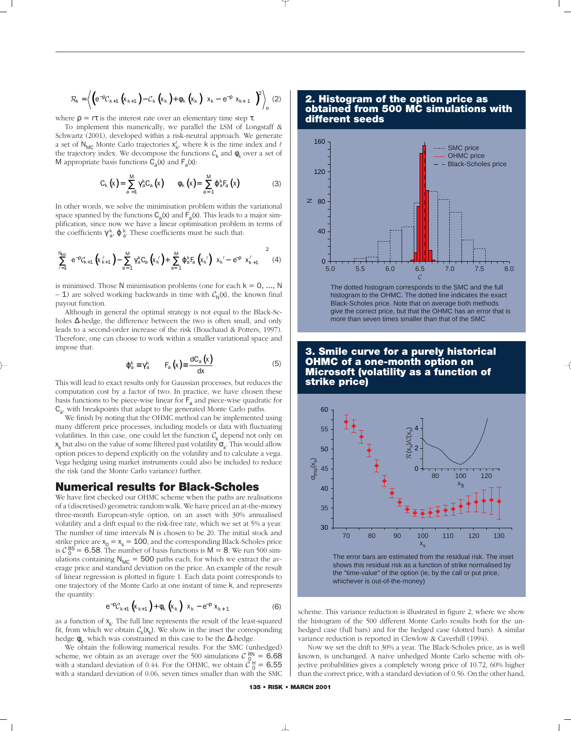$$\mathcal{R}_k = \left\langle \left( e^{-\rho}\mathcal{C}_{k+1}\left(x_{k+1}\right) - \mathcal{C}_k\left(x_k\right) + \phi_k\left(x_k\right)\left(x_k - e^{-\rho}x_{k+1}\right) \right)^2 \right\rangle_o \quad (2)$$

where $\rho = r\tau$ is the interest rate over an elementary time step $\tau$.

To implement this numerically, we parallel the LSM of Longstaff & Schwartz (2001), developed within a risk-neutral approach. We generate a set of $N_{MC}$ Monte Carlo trajectories $x_k^\ell$, where $k$ is the time index and $\ell$ the trajectory index. We decompose the functions $\mathcal{C}_k$ and $\phi_k$ over a set of $M$ appropriate basis functions $C_a(x)$ and $F_a(x)$:

$$C_k(x) = \sum_{a=1}^{M} \gamma_a^k C_a(x) \qquad \phi_k(x) = \sum_{a=1}^{M} \varphi_a^k F_a(x) \quad (3)$$

In other words, we solve the minimisation problem within the variational space spanned by the functions $C_a(x)$ and $F_a(x)$. This leads to a major simplification, since now we have a linear optimisation problem in terms of the coefficients $\gamma_a^k$, $\varphi_a^k$. These coefficients must be such that:

$$\sum_{\ell=1}^{N_{MC}} \left[ e^{-\rho}\mathcal{C}_{k+1}\left(x_{k+1}^\ell\right) - \sum_{a=1}^{M} \gamma_a^k C_a\left(x_k^\ell\right) + \sum_{a=1}^{M} \varphi_a^k F_a\left(x_k^\ell\right)\left(x_k^\ell - e^{-\rho}x_{k+1}^\ell\right) \right]^2 \quad (4)$$

is minimised. Those $N$ minimisation problems (one for each $k = 0, \ldots, N - 1$) are solved working backwards in time with $\mathcal{C}_N(x)$, the known final payout function.

Although in general the optimal strategy is not equal to the Black-Scholes $\Delta$-hedge, the difference between the two is often small, and only leads to a second-order increase of the risk (Bouchaud & Potters, 1997). Therefore, one can choose to work within a smaller variational space and impose that:

$$\varphi_a^k \equiv \gamma_a^k \qquad F_a(x) \equiv \frac{dC_a(x)}{dx} \quad (5)$$

This will lead to exact results only for Gaussian processes, but reduces the computation cost by a factor of two. In practice, we have chosen these basis functions to be piece-wise linear for $F_a$ and piece-wise quadratic for $C_a$, with breakpoints that adapt to the generated Monte Carlo paths.

We finish by noting that the OHMC method can be implemented using many different price processes, including models or data with fluctuating volatilities. In this case, one could let the function $\mathcal{C}_k$ depend not only on $x_k$ but also on the value of some filtered past volatility $\sigma_k$. This would allow option prices to depend explicitly on the volatility and to calculate a vega. Vega hedging using market instruments could also be included to reduce the risk (and the Monte Carlo variance) further.

## Numerical results for Black-Scholes

We have first checked our OHMC scheme when the paths are realisations of a (discretised) geometric random walk. We have priced an at-the-money three-month European-style option, on an asset with 30% annualised volatility and a drift equal to the risk-free rate, which we set at 5% a year. The number of time intervals $N$ is chosen to be 20. The initial stock and strike price are $x_0 = x_s = 100$, and the corresponding Black-Scholes price is $\mathcal{C}_0^{BS} = 6.58$. The number of basis functions is $M = 8$. We run 500 simulations containing $N_{MC} = 500$ paths each, for which we extract the average price and standard deviation on the price. An example of the result of linear regression is plotted in figure 1. Each data point corresponds to one trajectory of the Monte Carlo at one instant of time $k$, and represents the quantity:

$$e^{-\rho}\mathcal{C}_{k+1}\left(x_{k+1}\right) + \phi_k\left(x_k\right)\left(x_k - e^{-\rho}x_{k+1}\right) \quad (6)$$

as a function of $x_k$. The full line represents the result of the least-squared fit, from which we obtain $\mathcal{C}_k(x_k)$. We show in the inset the corresponding hedge $\phi_k$, which was constrained in this case to be the $\Delta$-hedge.

We obtain the following numerical results. For the SMC (unhedged) scheme, we obtain as an average over the 500 simulations $\mathcal{C}_0^{RN} = 6.68$ with a standard deviation of 0.44. For the OHMC, we obtain $\mathcal{C}_0^{H} = 6.55$ with a standard deviation of 0.06, seven times smaller than with the SMC scheme. This variance reduction is illustrated in figure 2, where we show the histogram of the 500 different Monte Carlo results both for the unhedged case (full bars) and for the hedged case (dotted bars). A similar variance reduction is reported in Clewlow & Caverhill (1994).

Now we set the drift to 30% a year. The Black-Scholes price, as is well known, is unchanged. A naive unhedged Monte Carlo scheme with objective probabilities gives a completely wrong price of 10.72, 60% higher than the correct price, with a standard deviation of 0.56. On the other hand,

**2. Histogram of the option price as obtained from 500 MC simulations with different seeds**

The dotted histogram corresponds to the SMC and the full histogram to the OHMC. The dotted line indicates the exact Black-Scholes price. Note that on average both methods give the correct price, but that the OHMC has an error that is more than seven times smaller than that of the SMC

**3. Smile curve for a purely historical OHMC of a one-month option on Microsoft (volatility as a function of strike price)**

The error bars are estimated from the residual risk. The inset shows this residual risk as a function of strike normalised by the "time-value" of the option (ie, by the call or put price, whichever is out-of-the-money)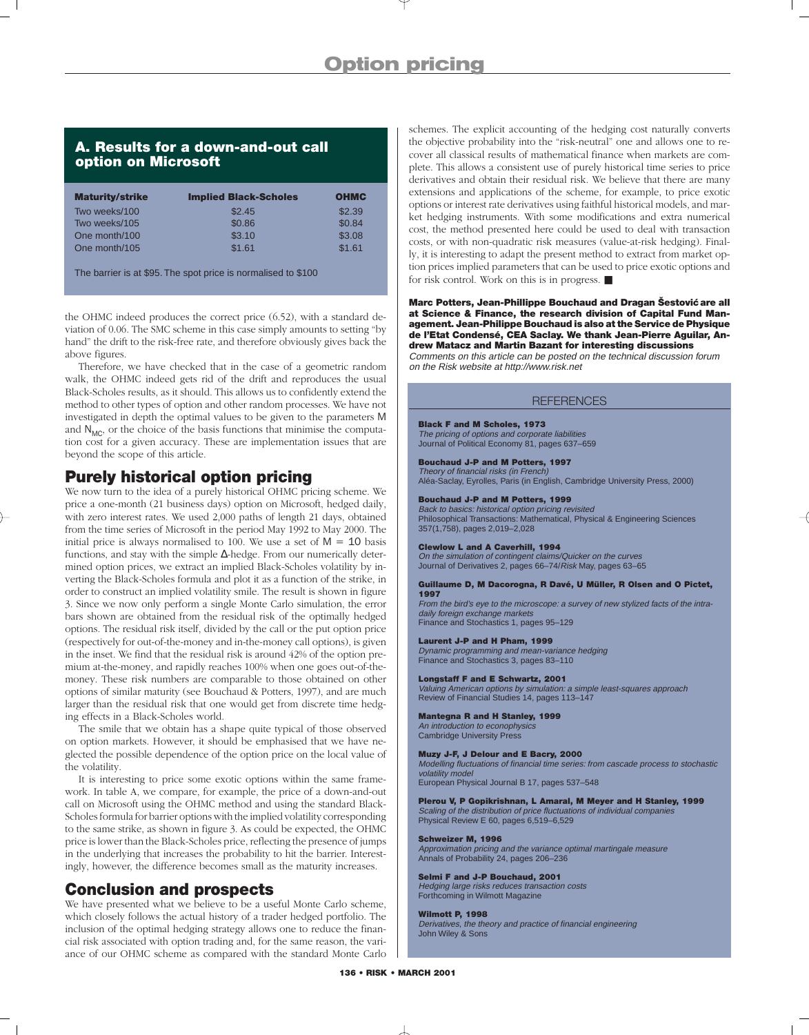## A. Results for a down-and-out call option on Microsoft

| Maturity/strike | Implied Black-Scholes | OHMC |
|---|---|---|
| Two weeks/100 | \$2.45 | \$2.39 |
| Two weeks/105 | \$0.86 | \$0.84 |
| One month/100 | \$3.10 | \$3.08 |
| One month/105 | \$1.61 | \$1.61 |

The barrier is at \$95. The spot price is normalised to \$100

the OHMC indeed produces the correct price (6.52), with a standard deviation of 0.06. The SMC scheme in this case simply amounts to setting "by hand" the drift to the risk-free rate, and therefore obviously gives back the above figures.

Therefore, we have checked that in the case of a geometric random walk, the OHMC indeed gets rid of the drift and reproduces the usual Black-Scholes results, as it should. This allows us to confidently extend the method to other types of option and other random processes. We have not investigated in depth the optimal values to be given to the parameters $M$ and $N_{MC}$, or the choice of the basis functions that minimise the computation cost for a given accuracy. These are implementation issues that are beyond the scope of this article.

## Purely historical option pricing

We now turn to the idea of a purely historical OHMC pricing scheme. We price a one-month (21 business days) option on Microsoft, hedged daily, with zero interest rates. We used 2,000 paths of length 21 days, obtained from the time series of Microsoft in the period May 1992 to May 2000. The initial price is always normalised to 100. We use a set of $M = 10$ basis functions, and stay with the simple $\Delta$-hedge. From our numerically determined option prices, we extract an implied Black-Scholes volatility by inverting the Black-Scholes formula and plot it as a function of the strike, in order to construct an implied volatility smile. The result is shown in figure 3. Since we now only perform a single Monte Carlo simulation, the error bars shown are obtained from the residual risk of the optimally hedged options. The residual risk itself, divided by the call or the put option price (respectively for out-of-the-money and in-the-money call options), is given in the inset. We find that the residual risk is around 42% of the option premium at-the-money, and rapidly reaches 100% when one goes out-of-the-money. These risk numbers are comparable to those obtained on other options of similar maturity (see Bouchaud & Potters, 1997), and are much larger than the residual risk that one would get from discrete time hedging effects in a Black-Scholes world.

The smile that we obtain has a shape quite typical of those observed on option markets. However, it should be emphasised that we have neglected the possible dependence of the option price on the local value of the volatility.

It is interesting to price some exotic options within the same framework. In table A, we compare, for example, the price of a down-and-out call on Microsoft using the OHMC method and using the standard Black-Scholes formula for barrier options with the implied volatility corresponding to the same strike, as shown in figure 3. As could be expected, the OHMC price is lower than the Black-Scholes price, reflecting the presence of jumps in the underlying that increases the probability to hit the barrier. Interestingly, however, the difference becomes small as the maturity increases.

## Conclusion and prospects

We have presented what we believe to be a useful Monte Carlo scheme, which closely follows the actual history of a trader hedged portfolio. The inclusion of the optimal hedging strategy allows one to reduce the financial risk associated with option trading and, for the same reason, the variance of our OHMC scheme as compared with the standard Monte Carlo schemes. The explicit accounting of the hedging cost naturally converts the objective probability into the "risk-neutral" one and allows one to recover all classical results of mathematical finance when markets are complete. This allows a consistent use of purely historical time series to price derivatives and obtain their residual risk. We believe that there are many extensions and applications of the scheme, for example, to price exotic options or interest rate derivatives using faithful historical models, and market hedging instruments. With some modifications and extra numerical cost, the method presented here could be used to deal with transaction costs, or with non-quadratic risk measures (value-at-risk hedging). Finally, it is interesting to adapt the present method to extract from market option prices implied parameters that can be used to price exotic options and for risk control. Work on this is in progress. ■

**Marc Potters, Jean-Phillippe Bouchaud and Dragan Šestović are all at Science & Finance, the research division of Capital Fund Management. Jean-Philippe Bouchaud is also at the Service de Physique de l'Etat Condensé, CEA Saclay. We thank Jean-Pierre Aguilar, Andrew Matacz and Martin Bazant for interesting discussions**

*Comments on this article can be posted on the technical discussion forum on the Risk website at http://www.risk.net*

## REFERENCES

**Black F and M Scholes, 1973**
*The pricing of options and corporate liabilities*
Journal of Political Economy 81, pages 637–659

**Bouchaud J-P and M Potters, 1997**
*Theory of financial risks (in French)*
Aléa-Saclay, Eyrolles, Paris (in English, Cambridge University Press, 2000)

**Bouchaud J-P and M Potters, 1999**
*Back to basics: historical option pricing revisited*
Philosophical Transactions: Mathematical, Physical & Engineering Sciences 357(1,758), pages 2,019–2,028

**Clewlow L and A Caverhill, 1994**
*On the simulation of contingent claims/Quicker on the curves*
Journal of Derivatives 2, pages 66–74/*Risk* May, pages 63–65

**Guillaume D, M Dacorogna, R Davé, U Müller, R Olsen and O Pictet, 1997**
*From the bird's eye to the microscope: a survey of new stylized facts of the intra-daily foreign exchange markets*
Finance and Stochastics 1, pages 95–129

**Laurent J-P and H Pham, 1999**
*Dynamic programming and mean-variance hedging*
Finance and Stochastics 3, pages 83–110

**Longstaff F and E Schwartz, 2001**
*Valuing American options by simulation: a simple least-squares approach*
Review of Financial Studies 14, pages 113–147

**Mantegna R and H Stanley, 1999**
*An introduction to econophysics*
Cambridge University Press

**Muzy J-F, J Delour and E Bacry, 2000**
*Modelling fluctuations of financial time series: from cascade process to stochastic volatility model*
European Physical Journal B 17, pages 537–548

**Plerou V, P Gopikrishnan, L Amaral, M Meyer and H Stanley, 1999**
*Scaling of the distribution of price fluctuations of individual companies*
Physical Review E 60, pages 6,519–6,529

**Schweizer M, 1996**
*Approximation pricing and the variance optimal martingale measure*
Annals of Probability 24, pages 206–236

**Selmi F and J-P Bouchaud, 2001**
*Hedging large risks reduces transaction costs*
Forthcoming in Wilmott Magazine

**Wilmott P, 1998**
*Derivatives, the theory and practice of financial engineering*
John Wiley & Sons